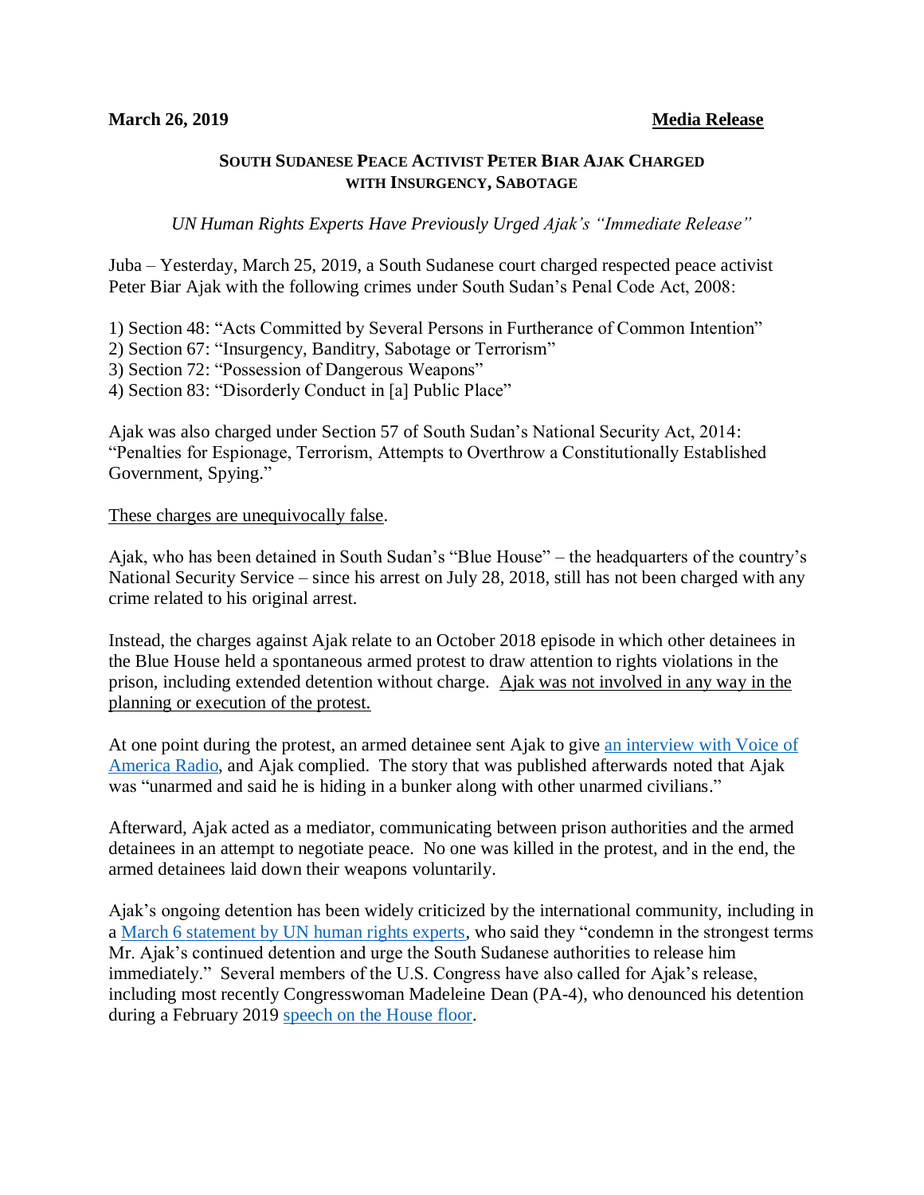**March 26, 2019** **Media Release**

## SOUTH SUDANESE PEACE ACTIVIST PETER BIAR AJAK CHARGED WITH INSURGENCY, SABOTAGE

*UN Human Rights Experts Have Previously Urged Ajak's "Immediate Release"*

Juba – Yesterday, March 25, 2019, a South Sudanese court charged respected peace activist Peter Biar Ajak with the following crimes under South Sudan's Penal Code Act, 2008:

1) Section 48: "Acts Committed by Several Persons in Furtherance of Common Intention"
2) Section 67: "Insurgency, Banditry, Sabotage or Terrorism"
3) Section 72: "Possession of Dangerous Weapons"
4) Section 83: "Disorderly Conduct in [a] Public Place"

Ajak was also charged under Section 57 of South Sudan's National Security Act, 2014: "Penalties for Espionage, Terrorism, Attempts to Overthrow a Constitutionally Established Government, Spying."

These charges are unequivocally false.

Ajak, who has been detained in South Sudan's "Blue House" – the headquarters of the country's National Security Service – since his arrest on July 28, 2018, still has not been charged with any crime related to his original arrest.

Instead, the charges against Ajak relate to an October 2018 episode in which other detainees in the Blue House held a spontaneous armed protest to draw attention to rights violations in the prison, including extended detention without charge. Ajak was not involved in any way in the planning or execution of the protest.

At one point during the protest, an armed detainee sent Ajak to give an interview with Voice of America Radio, and Ajak complied. The story that was published afterwards noted that Ajak was "unarmed and said he is hiding in a bunker along with other unarmed civilians."

Afterward, Ajak acted as a mediator, communicating between prison authorities and the armed detainees in an attempt to negotiate peace. No one was killed in the protest, and in the end, the armed detainees laid down their weapons voluntarily.

Ajak's ongoing detention has been widely criticized by the international community, including in a March 6 statement by UN human rights experts, who said they "condemn in the strongest terms Mr. Ajak's continued detention and urge the South Sudanese authorities to release him immediately." Several members of the U.S. Congress have also called for Ajak's release, including most recently Congresswoman Madeleine Dean (PA-4), who denounced his detention during a February 2019 speech on the House floor.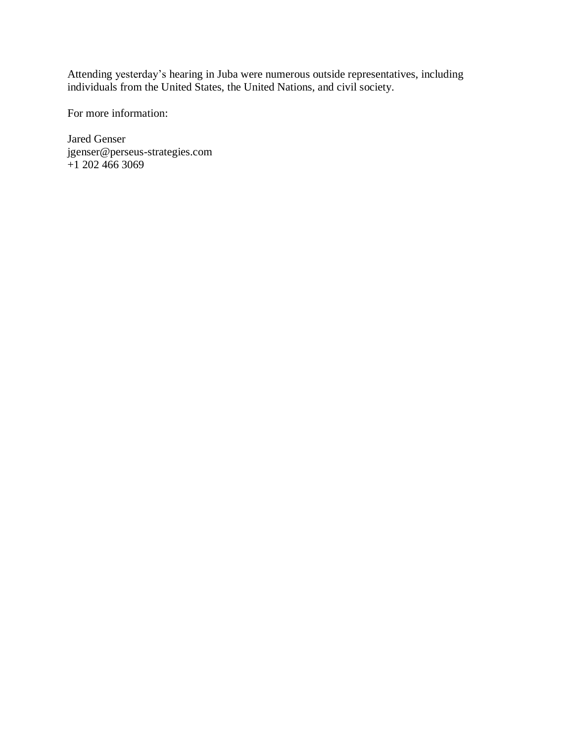Attending yesterday's hearing in Juba were numerous outside representatives, including individuals from the United States, the United Nations, and civil society.

For more information:

Jared Genser
jgenser@perseus-strategies.com
+1 202 466 3069